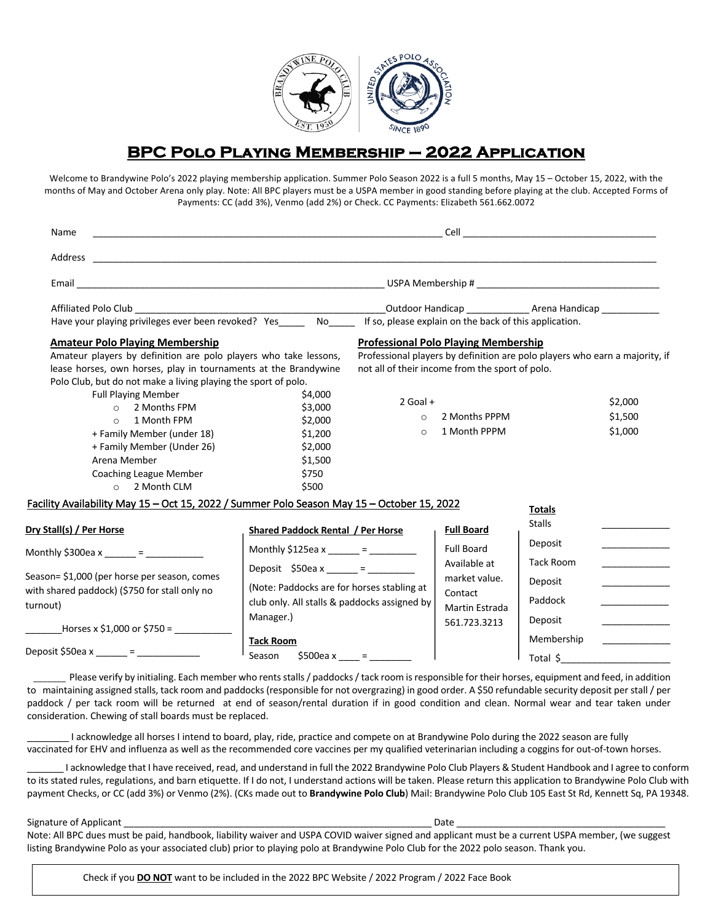# BPC Polo Playing Membership – 2022 Application

Welcome to Brandywine Polo's 2022 playing membership application. Summer Polo Season 2022 is a full 5 months, May 15 – October 15, 2022, with the months of May and October Arena only play. Note: All BPC players must be a USPA member in good standing before playing at the club. Accepted Forms of Payments: CC (add 3%), Venmo (add 2%) or Check. CC Payments: Elizabeth 561.662.0072

Name ______________________________ Cell ______________________________

Address ____________________________________________________________

Email ______________________________ USPA Membership # ______________________________

Affiliated Polo Club ______________________________ Outdoor Handicap ___________ Arena Handicap ___________

Have your playing privileges ever been revoked? Yes_____ No_____ If so, please explain on the back of this application.

## Amateur Polo Playing Membership

Amateur players by definition are polo players who take lessons, lease horses, own horses, play in tournaments at the Brandywine Polo Club, but do not make a living playing the sport of polo.

| Membership | Price |
|---|---|
| Full Playing Member | $4,000 |
| ○ 2 Months FPM | $3,000 |
| ○ 1 Month FPM | $2,000 |
| + Family Member (under 18) | $1,200 |
| + Family Member (Under 26) | $2,000 |
| Arena Member | $1,500 |
| Coaching League Member | $750 |
| ○ 2 Month CLM | $500 |

## Professional Polo Playing Membership

Professional players by definition are polo players who earn a majority, if not all of their income from the sport of polo.

| Membership | Price |
|---|---|
| 2 Goal + | $2,000 |
| ○ 2 Months PPPM | $1,500 |
| ○ 1 Month PPPM | $1,000 |

## Facility Availability May 15 – Oct 15, 2022 / Summer Polo Season May 15 – October 15, 2022

**Dry Stall(s) / Per Horse**

Monthly $300ea x ______ = ___________

Season= $1,000 (per horse per season, comes with shared paddock) ($750 for stall only no turnout)

_______Horses x $1,000 or $750 = ___________

Deposit $50ea x ______ = ____________

**Shared Paddock Rental / Per Horse**

Monthly $125ea x ______ = _________

Deposit $50ea x ______ = _________

(Note: Paddocks are for horses stabling at club only. All stalls & paddocks assigned by Manager.)

**Tack Room**

Season $500ea x ____ = ________

**Full Board**

Full Board Available at market value. Contact Martin Estrada 561.723.3213

**Totals**

| | |
|---|---|
| Stalls | _____________ |
| Deposit | _____________ |
| Tack Room | _____________ |
| Deposit | _____________ |
| Paddock | _____________ |
| Deposit | _____________ |
| Membership | _____________ |
| Total $ | _____________ |

______ Please verify by initialing. Each member who rents stalls / paddocks / tack room is responsible for their horses, equipment and feed, in addition to maintaining assigned stalls, tack room and paddocks (responsible for not overgrazing) in good order. A $50 refundable security deposit per stall / per paddock / per tack room will be returned at end of season/rental duration if in good condition and clean. Normal wear and tear taken under consideration. Chewing of stall boards must be replaced.

________ I acknowledge all horses I intend to board, play, ride, practice and compete on at Brandywine Polo during the 2022 season are fully vaccinated for EHV and influenza as well as the recommended core vaccines per my qualified veterinarian including a coggins for out-of-town horses.

_______ I acknowledge that I have received, read, and understand in full the 2022 Brandywine Polo Club Players & Student Handbook and I agree to conform to its stated rules, regulations, and barn etiquette. If I do not, I understand actions will be taken. Please return this application to Brandywine Polo Club with payment Checks, or CC (add 3%) or Venmo (2%). (CKs made out to **Brandywine Polo Club**) Mail: Brandywine Polo Club 105 East St Rd, Kennett Sq, PA 19348.

Signature of Applicant ______________________________ Date ______________________________

Note: All BPC dues must be paid, handbook, liability waiver and USPA COVID waiver signed and applicant must be a current USPA member, (we suggest listing Brandywine Polo as your associated club) prior to playing polo at Brandywine Polo Club for the 2022 polo season. Thank you.

Check if you **DO NOT** want to be included in the 2022 BPC Website / 2022 Program / 2022 Face Book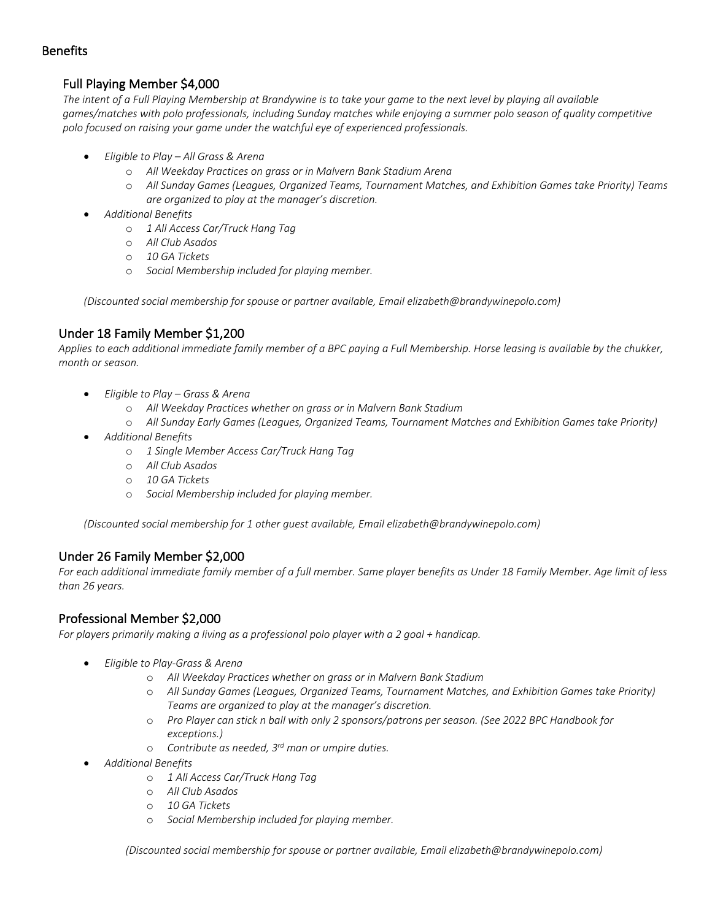## Benefits

### Full Playing Member $4,000

*The intent of a Full Playing Membership at Brandywine is to take your game to the next level by playing all available games/matches with polo professionals, including Sunday matches while enjoying a summer polo season of quality competitive polo focused on raising your game under the watchful eye of experienced professionals.*

- *Eligible to Play – All Grass & Arena*
  - *All Weekday Practices on grass or in Malvern Bank Stadium Arena*
  - *All Sunday Games (Leagues, Organized Teams, Tournament Matches, and Exhibition Games take Priority) Teams are organized to play at the manager's discretion.*
- *Additional Benefits*
  - *1 All Access Car/Truck Hang Tag*
  - *All Club Asados*
  - *10 GA Tickets*
  - *Social Membership included for playing member.*

*(Discounted social membership for spouse or partner available, Email elizabeth@brandywinepolo.com)*

### Under 18 Family Member $1,200

*Applies to each additional immediate family member of a BPC paying a Full Membership. Horse leasing is available by the chukker, month or season.*

- *Eligible to Play – Grass & Arena*
  - *All Weekday Practices whether on grass or in Malvern Bank Stadium*
  - *All Sunday Early Games (Leagues, Organized Teams, Tournament Matches and Exhibition Games take Priority)*
- *Additional Benefits*
  - *1 Single Member Access Car/Truck Hang Tag*
  - *All Club Asados*
  - *10 GA Tickets*
  - *Social Membership included for playing member.*

*(Discounted social membership for 1 other guest available, Email elizabeth@brandywinepolo.com)*

### Under 26 Family Member $2,000

*For each additional immediate family member of a full member. Same player benefits as Under 18 Family Member. Age limit of less than 26 years.*

### Professional Member $2,000

*For players primarily making a living as a professional polo player with a 2 goal + handicap.*

- *Eligible to Play-Grass & Arena*
  - *All Weekday Practices whether on grass or in Malvern Bank Stadium*
  - *All Sunday Games (Leagues, Organized Teams, Tournament Matches, and Exhibition Games take Priority) Teams are organized to play at the manager's discretion.*
  - *Pro Player can stick n ball with only 2 sponsors/patrons per season. (See 2022 BPC Handbook for exceptions.)*
  - *Contribute as needed, 3rd man or umpire duties.*
- *Additional Benefits*
  - *1 All Access Car/Truck Hang Tag*
  - *All Club Asados*
  - *10 GA Tickets*
  - *Social Membership included for playing member.*

*(Discounted social membership for spouse or partner available, Email elizabeth@brandywinepolo.com)*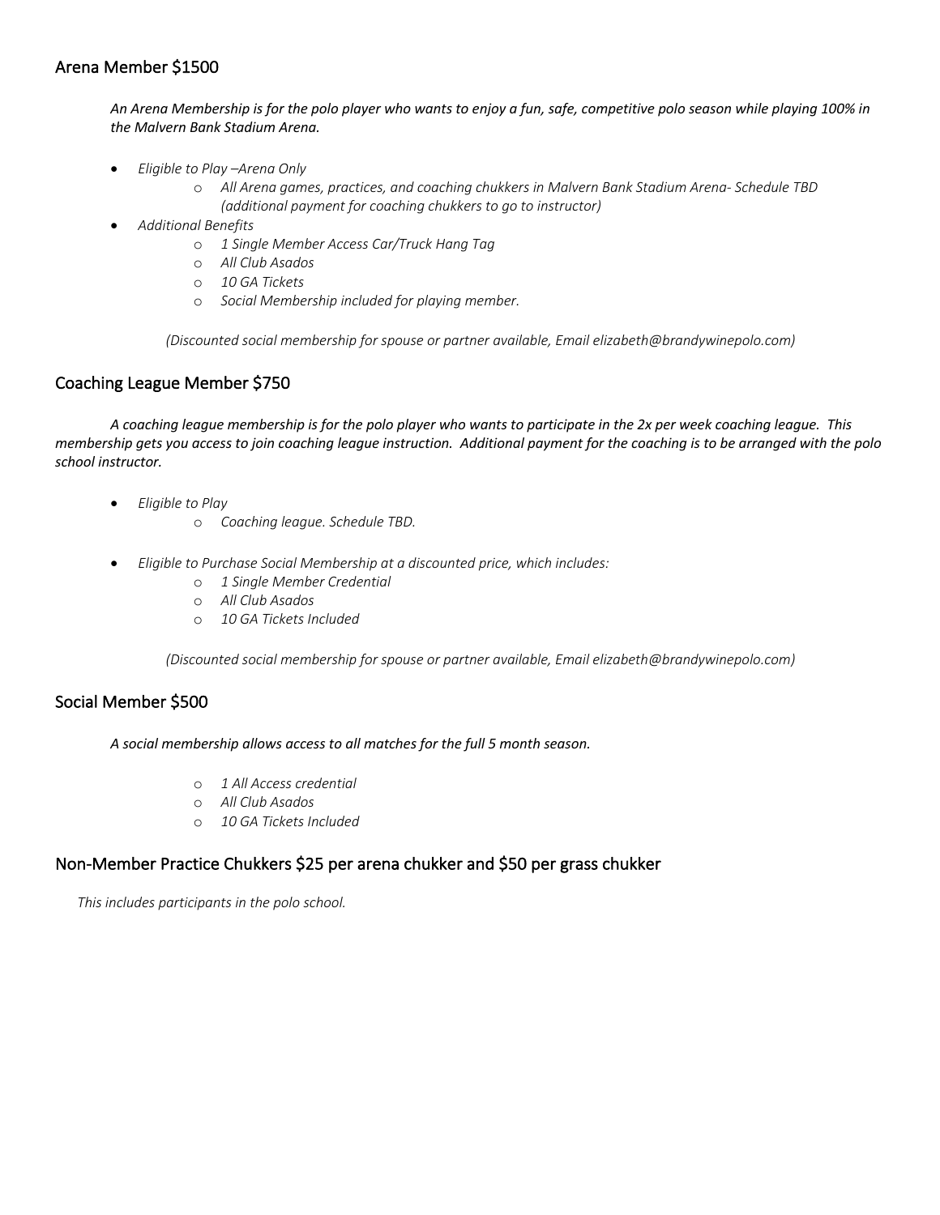## Arena Member $1500

*An Arena Membership is for the polo player who wants to enjoy a fun, safe, competitive polo season while playing 100% in the Malvern Bank Stadium Arena.*

- *Eligible to Play –Arena Only*
  - *All Arena games, practices, and coaching chukkers in Malvern Bank Stadium Arena- Schedule TBD (additional payment for coaching chukkers to go to instructor)*
- *Additional Benefits*
  - *1 Single Member Access Car/Truck Hang Tag*
  - *All Club Asados*
  - *10 GA Tickets*
  - *Social Membership included for playing member.*

*(Discounted social membership for spouse or partner available, Email elizabeth@brandywinepolo.com)*

## Coaching League Member $750

*A coaching league membership is for the polo player who wants to participate in the 2x per week coaching league. This membership gets you access to join coaching league instruction. Additional payment for the coaching is to be arranged with the polo school instructor.*

- *Eligible to Play*
  - *Coaching league. Schedule TBD.*
- *Eligible to Purchase Social Membership at a discounted price, which includes:*
  - *1 Single Member Credential*
  - *All Club Asados*
  - *10 GA Tickets Included*

*(Discounted social membership for spouse or partner available, Email elizabeth@brandywinepolo.com)*

## Social Member $500

*A social membership allows access to all matches for the full 5 month season.*

- *1 All Access credential*
- *All Club Asados*
- *10 GA Tickets Included*

## Non-Member Practice Chukkers $25 per arena chukker and $50 per grass chukker

*This includes participants in the polo school.*